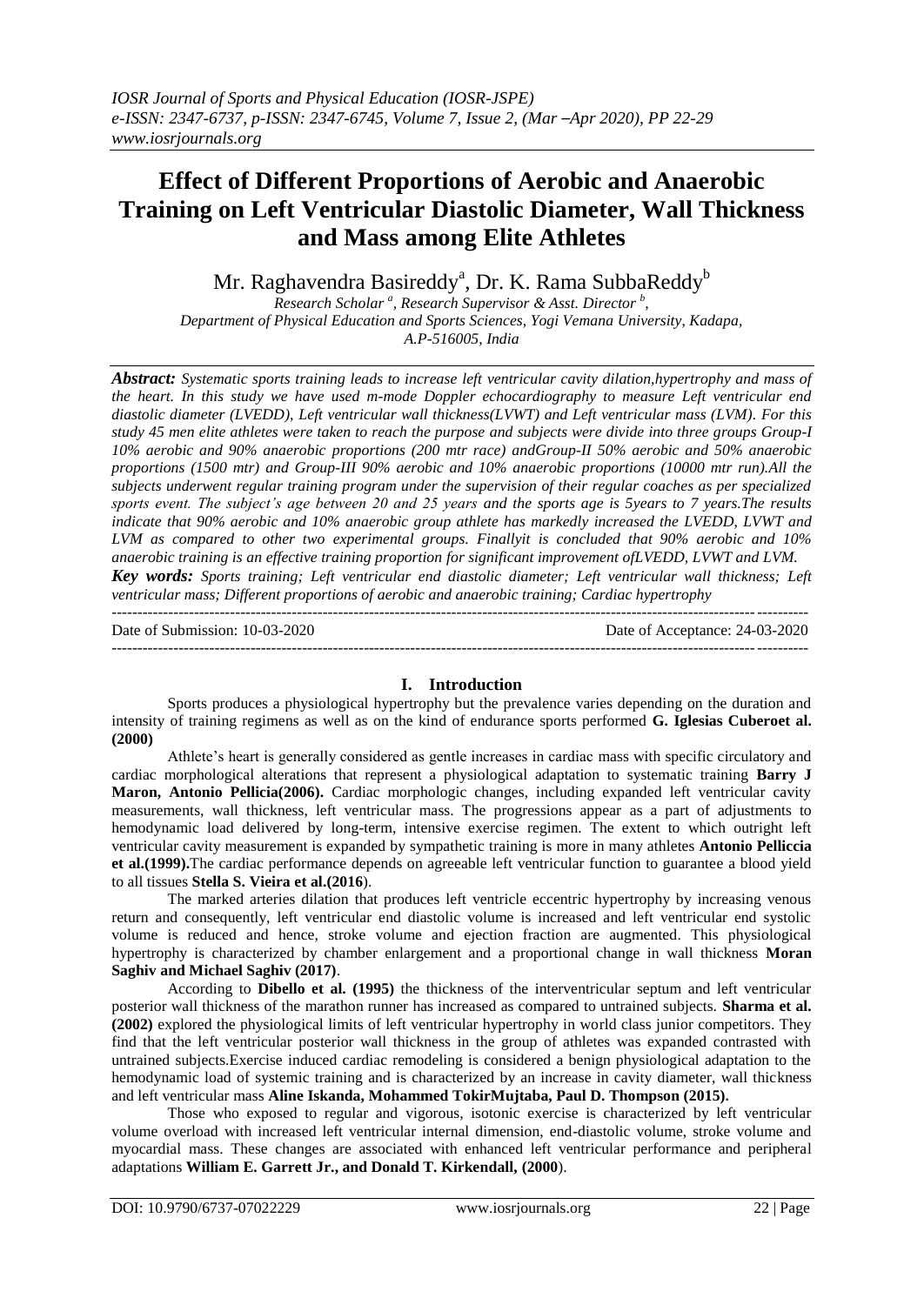# Effect of Different Proportions of Aerobic and Anaerobic Training on Left Ventricular Diastolic Diameter, Wall Thickness and Mass among Elite Athletes

Mr. Raghavendra Basireddy[a], Dr. K. Rama SubbaReddy[b]

*Research Scholar [a], Research Supervisor & Asst. Director [b],*
*Department of Physical Education and Sports Sciences, Yogi Vemana University, Kadapa, A.P-516005, India*

***Abstract:*** *Systematic sports training leads to increase left ventricular cavity dilation,hypertrophy and mass of the heart. In this study we have used m-mode Doppler echocardiography to measure Left ventricular end diastolic diameter (LVEDD), Left ventricular wall thickness(LVWT) and Left ventricular mass (LVM). For this study 45 men elite athletes were taken to reach the purpose and subjects were divide into three groups Group-I 10% aerobic and 90% anaerobic proportions (200 mtr race) andGroup-II 50% aerobic and 50% anaerobic proportions (1500 mtr) and Group-III 90% aerobic and 10% anaerobic proportions (10000 mtr run).All the subjects underwent regular training program under the supervision of their regular coaches as per specialized sports event. The subject's age between 20 and 25 years and the sports age is 5years to 7 years.The results indicate that 90% aerobic and 10% anaerobic group athlete has markedly increased the LVEDD, LVWT and LVM as compared to other two experimental groups. Finallyit is concluded that 90% aerobic and 10% anaerobic training is an effective training proportion for significant improvement ofLVEDD, LVWT and LVM.*

***Key words:*** *Sports training; Left ventricular end diastolic diameter; Left ventricular wall thickness; Left ventricular mass; Different proportions of aerobic and anaerobic training; Cardiac hypertrophy*

Date of Submission: 10-03-2020 — Date of Acceptance: 24-03-2020

## I. Introduction

Sports produces a physiological hypertrophy but the prevalence varies depending on the duration and intensity of training regimens as well as on the kind of endurance sports performed **G. Iglesias Cuberoet al. (2000)**

Athlete's heart is generally considered as gentle increases in cardiac mass with specific circulatory and cardiac morphological alterations that represent a physiological adaptation to systematic training **Barry J Maron, Antonio Pellicia(2006).** Cardiac morphologic changes, including expanded left ventricular cavity measurements, wall thickness, left ventricular mass. The progressions appear as a part of adjustments to hemodynamic load delivered by long-term, intensive exercise regimen. The extent to which outright left ventricular cavity measurement is expanded by sympathetic training is more in many athletes **Antonio Pelliccia et al.(1999).**The cardiac performance depends on agreeable left ventricular function to guarantee a blood yield to all tissues **Stella S. Vieira et al.(2016**).

The marked arteries dilation that produces left ventricle eccentric hypertrophy by increasing venous return and consequently, left ventricular end diastolic volume is increased and left ventricular end systolic volume is reduced and hence, stroke volume and ejection fraction are augmented. This physiological hypertrophy is characterized by chamber enlargement and a proportional change in wall thickness **Moran Saghiv and Michael Saghiv (2017)**.

According to **Dibello et al. (1995)** the thickness of the interventricular septum and left ventricular posterior wall thickness of the marathon runner has increased as compared to untrained subjects. **Sharma et al. (2002)** explored the physiological limits of left ventricular hypertrophy in world class junior competitors. They find that the left ventricular posterior wall thickness in the group of athletes was expanded contrasted with untrained subjects.Exercise induced cardiac remodeling is considered a benign physiological adaptation to the hemodynamic load of systemic training and is characterized by an increase in cavity diameter, wall thickness and left ventricular mass **Aline Iskanda, Mohammed TokirMujtaba, Paul D. Thompson (2015).**

Those who exposed to regular and vigorous, isotonic exercise is characterized by left ventricular volume overload with increased left ventricular internal dimension, end-diastolic volume, stroke volume and myocardial mass. These changes are associated with enhanced left ventricular performance and peripheral adaptations **William E. Garrett Jr., and Donald T. Kirkendall, (2000**).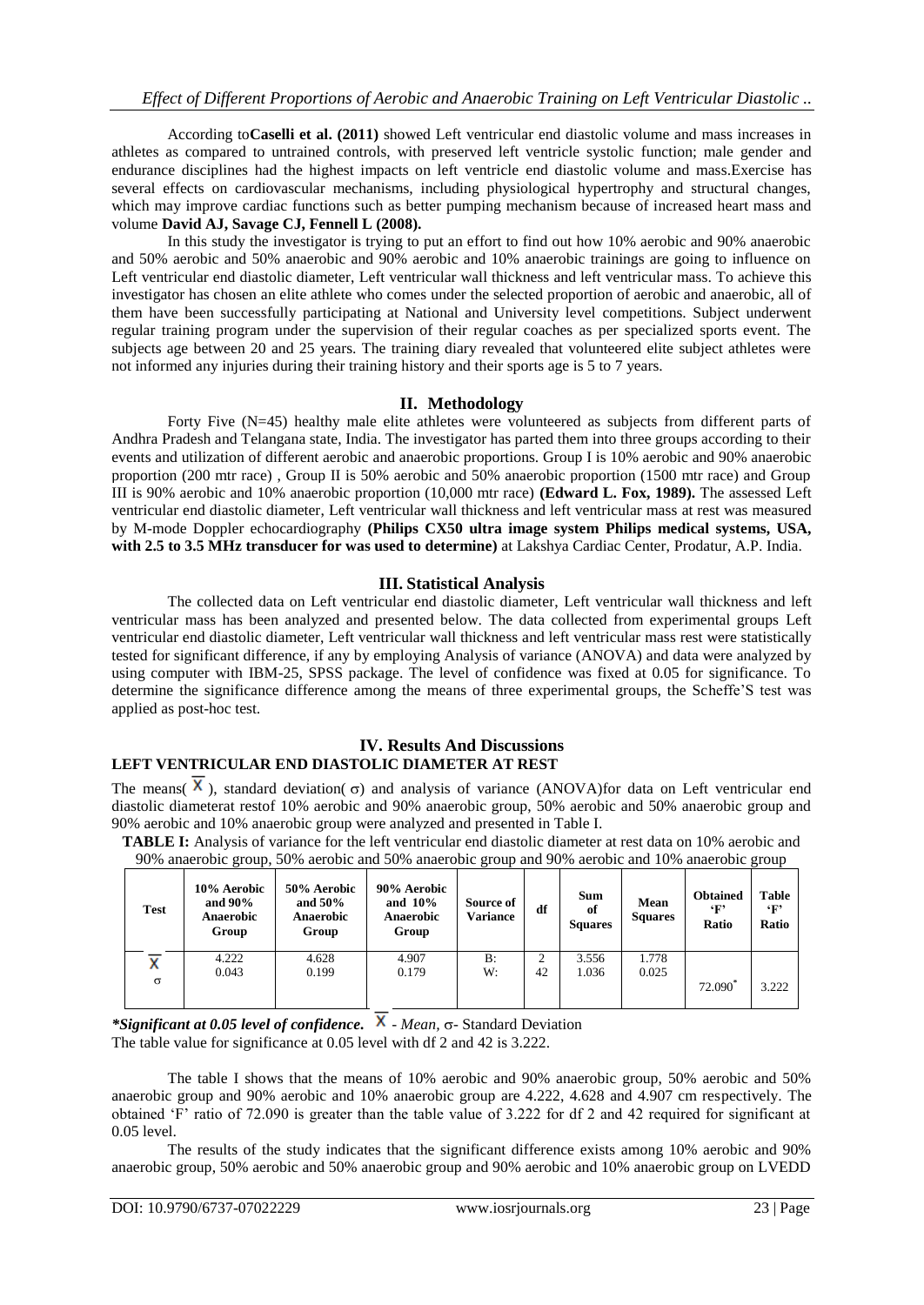According to**Caselli et al. (2011)** showed Left ventricular end diastolic volume and mass increases in athletes as compared to untrained controls, with preserved left ventricle systolic function; male gender and endurance disciplines had the highest impacts on left ventricle end diastolic volume and mass.Exercise has several effects on cardiovascular mechanisms, including physiological hypertrophy and structural changes, which may improve cardiac functions such as better pumping mechanism because of increased heart mass and volume **David AJ, Savage CJ, Fennell L (2008).**

In this study the investigator is trying to put an effort to find out how 10% aerobic and 90% anaerobic and 50% aerobic and 50% anaerobic and 90% aerobic and 10% anaerobic trainings are going to influence on Left ventricular end diastolic diameter, Left ventricular wall thickness and left ventricular mass. To achieve this investigator has chosen an elite athlete who comes under the selected proportion of aerobic and anaerobic, all of them have been successfully participating at National and University level competitions. Subject underwent regular training program under the supervision of their regular coaches as per specialized sports event. The subjects age between 20 and 25 years. The training diary revealed that volunteered elite subject athletes were not informed any injuries during their training history and their sports age is 5 to 7 years.

## II. Methodology

Forty Five (N=45) healthy male elite athletes were volunteered as subjects from different parts of Andhra Pradesh and Telangana state, India. The investigator has parted them into three groups according to their events and utilization of different aerobic and anaerobic proportions. Group I is 10% aerobic and 90% anaerobic proportion (200 mtr race) , Group II is 50% aerobic and 50% anaerobic proportion (1500 mtr race) and Group III is 90% aerobic and 10% anaerobic proportion (10,000 mtr race) **(Edward L. Fox, 1989).** The assessed Left ventricular end diastolic diameter, Left ventricular wall thickness and left ventricular mass at rest was measured by M-mode Doppler echocardiography **(Philips CX50 ultra image system Philips medical systems, USA, with 2.5 to 3.5 MHz transducer for was used to determine)** at Lakshya Cardiac Center, Prodatur, A.P. India.

## III. Statistical Analysis

The collected data on Left ventricular end diastolic diameter, Left ventricular wall thickness and left ventricular mass has been analyzed and presented below. The data collected from experimental groups Left ventricular end diastolic diameter, Left ventricular wall thickness and left ventricular mass rest were statistically tested for significant difference, if any by employing Analysis of variance (ANOVA) and data were analyzed by using computer with IBM-25, SPSS package. The level of confidence was fixed at 0.05 for significance. To determine the significance difference among the means of three experimental groups, the Scheffe'S test was applied as post-hoc test.

## IV. Results And Discussions

### LEFT VENTRICULAR END DIASTOLIC DIAMETER AT REST

The means( $\bar{X}$ ), standard deviation( σ) and analysis of variance (ANOVA)for data on Left ventricular end diastolic diameterat restof 10% aerobic and 90% anaerobic group, 50% aerobic and 50% anaerobic group and 90% aerobic and 10% anaerobic group were analyzed and presented in Table I.

**TABLE I:** Analysis of variance for the left ventricular end diastolic diameter at rest data on 10% aerobic and 90% anaerobic group, 50% aerobic and 50% anaerobic group and 90% aerobic and 10% anaerobic group

| Test | 10% Aerobic and 90% Anaerobic Group | 50% Aerobic and 50% Anaerobic Group | 90% Aerobic and 10% Anaerobic Group | Source of Variance | df | Sum of Squares | Mean Squares | Obtained 'F' Ratio | Table 'F' Ratio |
|---|---|---|---|---|---|---|---|---|---|
| $\bar{X}$ | 4.222 | 4.628 | 4.907 | B: | 2 | 3.556 | 1.778 | | |
| σ | 0.043 | 0.199 | 0.179 | W: | 42 | 1.036 | 0.025 | 72.090* | 3.222 |

***Significant at 0.05 level of confidence.** $\bar{X}$ - *Mean*, σ- Standard Deviation
The table value for significance at 0.05 level with df 2 and 42 is 3.222.

The table I shows that the means of 10% aerobic and 90% anaerobic group, 50% aerobic and 50% anaerobic group and 90% aerobic and 10% anaerobic group are 4.222, 4.628 and 4.907 cm respectively. The obtained 'F' ratio of 72.090 is greater than the table value of 3.222 for df 2 and 42 required for significant at 0.05 level.

The results of the study indicates that the significant difference exists among 10% aerobic and 90% anaerobic group, 50% aerobic and 50% anaerobic group and 90% aerobic and 10% anaerobic group on LVEDD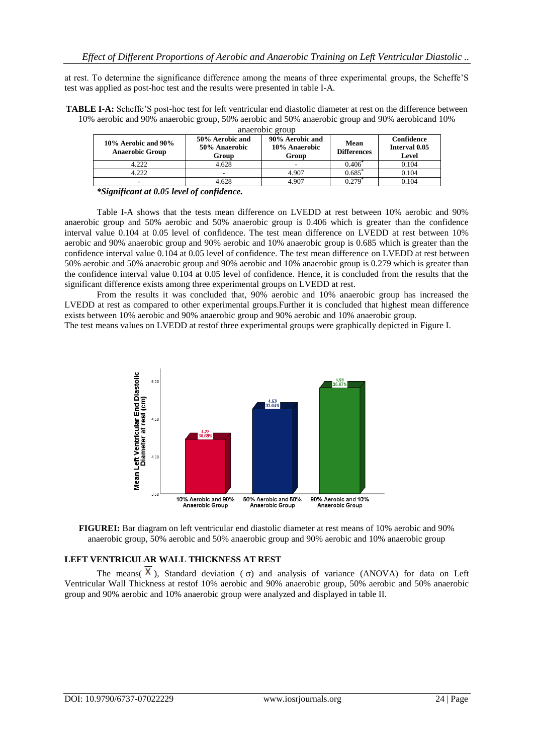at rest. To determine the significance difference among the means of three experimental groups, the Scheffe'S test was applied as post-hoc test and the results were presented in table I-A.

**TABLE I-A:** Scheffe'S post-hoc test for left ventricular end diastolic diameter at rest on the difference between 10% aerobic and 90% anaerobic group, 50% aerobic and 50% anaerobic group and 90% aerobicand 10% anaerobic group

| 10% Aerobic and 90% Anaerobic Group | 50% Aerobic and 50% Anaerobic Group | 90% Aerobic and 10% Anaerobic Group | Mean Differences | Confidence Interval 0.05 Level |
|---|---|---|---|---|
| 4.222 | 4.628 | - | 0.406* | 0.104 |
| 4.222 | - | 4.907 | 0.685* | 0.104 |
| - | 4.628 | 4.907 | 0.279* | 0.104 |

***Significant at 0.05 level of confidence.***

Table I-A shows that the tests mean difference on LVEDD at rest between 10% aerobic and 90% anaerobic group and 50% aerobic and 50% anaerobic group is 0.406 which is greater than the confidence interval value 0.104 at 0.05 level of confidence. The test mean difference on LVEDD at rest between 10% aerobic and 90% anaerobic group and 90% aerobic and 10% anaerobic group is 0.685 which is greater than the confidence interval value 0.104 at 0.05 level of confidence. The test mean difference on LVEDD at rest between 50% aerobic and 50% anaerobic group and 90% aerobic and 10% anaerobic group is 0.279 which is greater than the confidence interval value 0.104 at 0.05 level of confidence. Hence, it is concluded from the results that the significant difference exists among three experimental groups on LVEDD at rest.

From the results it was concluded that, 90% aerobic and 10% anaerobic group has increased the LVEDD at rest as compared to other experimental groups.Further it is concluded that highest mean difference exists between 10% aerobic and 90% anaerobic group and 90% aerobic and 10% anaerobic group.

The test means values on LVEDD at restof three experimental groups were graphically depicted in Figure I.

**FIGUREI:** Bar diagram on left ventricular end diastolic diameter at rest means of 10% aerobic and 90% anaerobic group, 50% aerobic and 50% anaerobic group and 90% aerobic and 10% anaerobic group

## LEFT VENTRICULAR WALL THICKNESS AT REST

The means( $\overline{X}$ ), Standard deviation ( $\sigma$) and analysis of variance (ANOVA) for data on Left Ventricular Wall Thickness at restof 10% aerobic and 90% anaerobic group, 50% aerobic and 50% anaerobic group and 90% aerobic and 10% anaerobic group were analyzed and displayed in table II.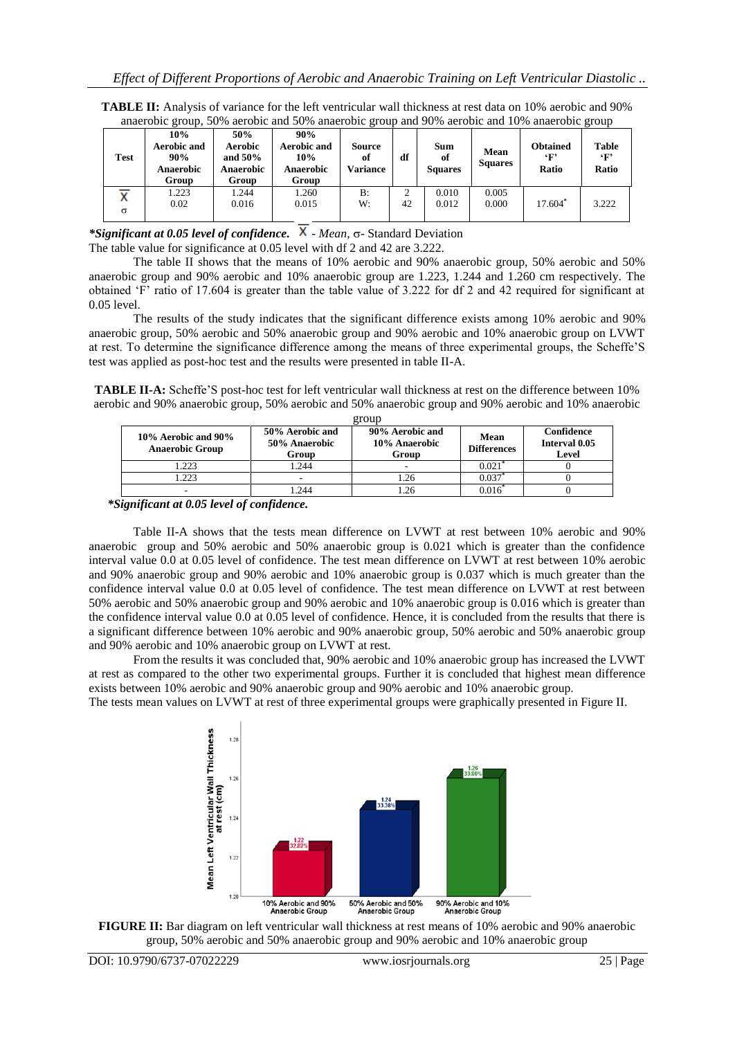**TABLE II:** Analysis of variance for the left ventricular wall thickness at rest data on 10% aerobic and 90% anaerobic group, 50% aerobic and 50% anaerobic group and 90% aerobic and 10% anaerobic group

| Test | 10% Aerobic and 90% Anaerobic Group | 50% Aerobic and 50% Anaerobic Group | 90% Aerobic and 10% Anaerobic Group | Source of Variance | df | Sum of Squares | Mean Squares | Obtained 'F' Ratio | Table 'F' Ratio |
|---|---|---|---|---|---|---|---|---|---|
| $\bar{X}$ | 1.223 | 1.244 | 1.260 | B: | 2 | 0.010 | 0.005 | 17.604* | 3.222 |
| σ | 0.02 | 0.016 | 0.015 | W: | 42 | 0.012 | 0.000 | | |

***Significant at 0.05 level of confidence.*** $\bar{X}$ - *Mean,* σ- Standard Deviation

The table value for significance at 0.05 level with df 2 and 42 are 3.222.

The table II shows that the means of 10% aerobic and 90% anaerobic group, 50% aerobic and 50% anaerobic group and 90% aerobic and 10% anaerobic group are 1.223, 1.244 and 1.260 cm respectively. The obtained 'F' ratio of 17.604 is greater than the table value of 3.222 for df 2 and 42 required for significant at 0.05 level.

The results of the study indicates that the significant difference exists among 10% aerobic and 90% anaerobic group, 50% aerobic and 50% anaerobic group and 90% aerobic and 10% anaerobic group on LVWT at rest. To determine the significance difference among the means of three experimental groups, the Scheffe'S test was applied as post-hoc test and the results were presented in table II-A.

**TABLE II-A:** Scheffe'S post-hoc test for left ventricular wall thickness at rest on the difference between 10% aerobic and 90% anaerobic group, 50% aerobic and 50% anaerobic group and 90% aerobic and 10% anaerobic group

| 10% Aerobic and 90% Anaerobic Group | 50% Aerobic and 50% Anaerobic Group | 90% Aerobic and 10% Anaerobic Group | Mean Differences | Confidence Interval 0.05 Level |
|---|---|---|---|---|
| 1.223 | 1.244 | - | 0.021* | 0 |
| 1.223 | - | 1.26 | 0.037* | 0 |
| - | 1.244 | 1.26 | 0.016* | 0 |

***Significant at 0.05 level of confidence.***

Table II-A shows that the tests mean difference on LVWT at rest between 10% aerobic and 90% anaerobic group and 50% aerobic and 50% anaerobic group is 0.021 which is greater than the confidence interval value 0.0 at 0.05 level of confidence. The test mean difference on LVWT at rest between 10% aerobic and 90% anaerobic group and 90% aerobic and 10% anaerobic group is 0.037 which is much greater than the confidence interval value 0.0 at 0.05 level of confidence. The test mean difference on LVWT at rest between 50% aerobic and 50% anaerobic group and 90% aerobic and 10% anaerobic group is 0.016 which is greater than the confidence interval value 0.0 at 0.05 level of confidence. Hence, it is concluded from the results that there is a significant difference between 10% aerobic and 90% anaerobic group, 50% aerobic and 50% anaerobic group and 90% aerobic and 10% anaerobic group on LVWT at rest.

From the results it was concluded that, 90% aerobic and 10% anaerobic group has increased the LVWT at rest as compared to the other two experimental groups. Further it is concluded that highest mean difference exists between 10% aerobic and 90% anaerobic group and 90% aerobic and 10% anaerobic group.

The tests mean values on LVWT at rest of three experimental groups were graphically presented in Figure II.

**FIGURE II:** Bar diagram on left ventricular wall thickness at rest means of 10% aerobic and 90% anaerobic group, 50% aerobic and 50% anaerobic group and 90% aerobic and 10% anaerobic group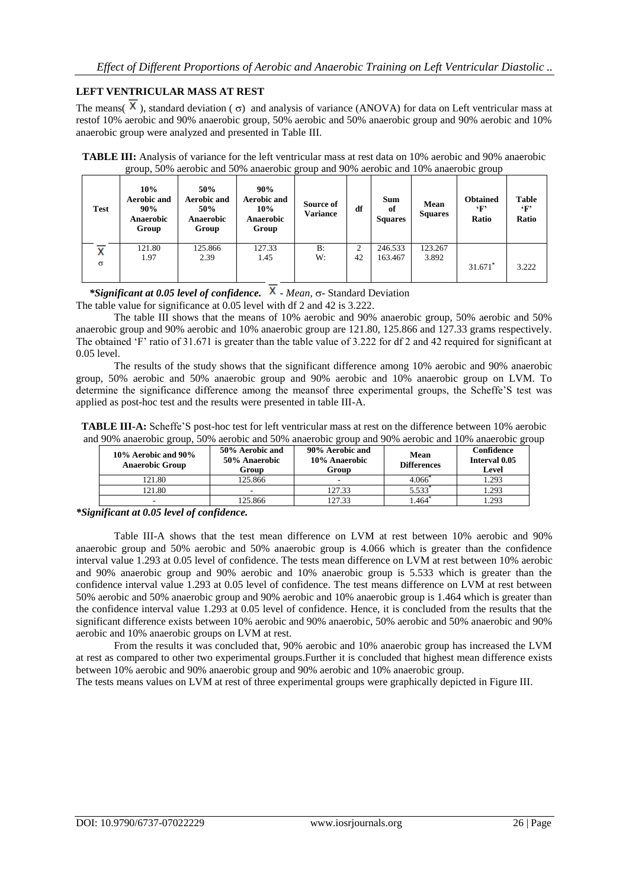## LEFT VENTRICULAR MASS AT REST

The means( $\bar{X}$ ), standard deviation ( $\sigma$) and analysis of variance (ANOVA) for data on Left ventricular mass at restof 10% aerobic and 90% anaerobic group, 50% aerobic and 50% anaerobic group and 90% aerobic and 10% anaerobic group were analyzed and presented in Table III.

**TABLE III:** Analysis of variance for the left ventricular mass at rest data on 10% aerobic and 90% anaerobic group, 50% aerobic and 50% anaerobic group and 90% aerobic and 10% anaerobic group

| Test | 10% Aerobic and 90% Anaerobic Group | 50% Aerobic and 50% Anaerobic Group | 90% Aerobic and 10% Anaerobic Group | Source of Variance | df | Sum of Squares | Mean Squares | Obtained 'F' Ratio | Table 'F' Ratio |
|---|---|---|---|---|---|---|---|---|---|
| $\bar{X}$ | 121.80 | 125.866 | 127.33 | B: | 2 | 246.533 | 123.267 | 31.671* | 3.222 |
| $\sigma$ | 1.97 | 2.39 | 1.45 | W: | 42 | 163.467 | 3.892 | | |

***Significant at 0.05 level of confidence.** $\bar{X}$ - *Mean,* $\sigma$- Standard Deviation

The table value for significance at 0.05 level with df 2 and 42 is 3.222.

The table III shows that the means of 10% aerobic and 90% anaerobic group, 50% aerobic and 50% anaerobic group and 90% aerobic and 10% anaerobic group are 121.80, 125.866 and 127.33 grams respectively. The obtained 'F' ratio of 31.671 is greater than the table value of 3.222 for df 2 and 42 required for significant at 0.05 level.

The results of the study shows that the significant difference among 10% aerobic and 90% anaerobic group, 50% aerobic and 50% anaerobic group and 90% aerobic and 10% anaerobic group on LVM. To determine the significance difference among the meansof three experimental groups, the Scheffe'S test was applied as post-hoc test and the results were presented in table III-A.

**TABLE III-A:** Scheffe'S post-hoc test for left ventricular mass at rest on the difference between 10% aerobic and 90% anaerobic group, 50% aerobic and 50% anaerobic group and 90% aerobic and 10% anaerobic group

| 10% Aerobic and 90% Anaerobic Group | 50% Aerobic and 50% Anaerobic Group | 90% Aerobic and 10% Anaerobic Group | Mean Differences | Confidence Interval 0.05 Level |
|---|---|---|---|---|
| 121.80 | 125.866 | - | 4.066* | 1.293 |
| 121.80 | - | 127.33 | 5.533* | 1.293 |
| - | 125.866 | 127.33 | 1.464* | 1.293 |

***Significant at 0.05 level of confidence.***

Table III-A shows that the test mean difference on LVM at rest between 10% aerobic and 90% anaerobic group and 50% aerobic and 50% anaerobic group is 4.066 which is greater than the confidence interval value 1.293 at 0.05 level of confidence. The tests mean difference on LVM at rest between 10% aerobic and 90% anaerobic group and 90% aerobic and 10% anaerobic group is 5.533 which is greater than the confidence interval value 1.293 at 0.05 level of confidence. The test means difference on LVM at rest between 50% aerobic and 50% anaerobic group and 90% aerobic and 10% anaerobic group is 1.464 which is greater than the confidence interval value 1.293 at 0.05 level of confidence. Hence, it is concluded from the results that the significant difference exists between 10% aerobic and 90% anaerobic, 50% aerobic and 50% anaerobic and 90% aerobic and 10% anaerobic groups on LVM at rest.

From the results it was concluded that, 90% aerobic and 10% anaerobic group has increased the LVM at rest as compared to other two experimental groups.Further it is concluded that highest mean difference exists between 10% aerobic and 90% anaerobic group and 90% aerobic and 10% anaerobic group.

The tests means values on LVM at rest of three experimental groups were graphically depicted in Figure III.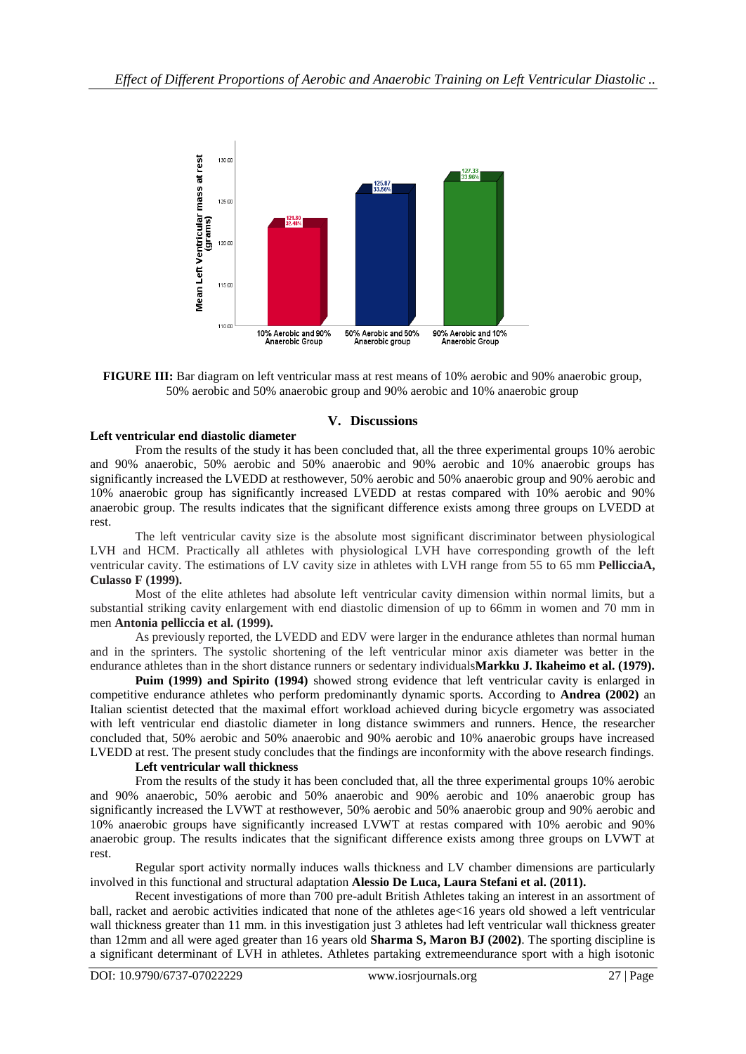**FIGURE III:** Bar diagram on left ventricular mass at rest means of 10% aerobic and 90% anaerobic group, 50% aerobic and 50% anaerobic group and 90% aerobic and 10% anaerobic group

## V. Discussions

**Left ventricular end diastolic diameter**

From the results of the study it has been concluded that, all the three experimental groups 10% aerobic and 90% anaerobic, 50% aerobic and 50% anaerobic and 90% aerobic and 10% anaerobic groups has significantly increased the LVEDD at resthowever, 50% aerobic and 50% anaerobic group and 90% aerobic and 10% anaerobic group has significantly increased LVEDD at restas compared with 10% aerobic and 90% anaerobic group. The results indicates that the significant difference exists among three groups on LVEDD at rest.

The left ventricular cavity size is the absolute most significant discriminator between physiological LVH and HCM. Practically all athletes with physiological LVH have corresponding growth of the left ventricular cavity. The estimations of LV cavity size in athletes with LVH range from 55 to 65 mm **PellicciaA, Culasso F (1999).**

Most of the elite athletes had absolute left ventricular cavity dimension within normal limits, but a substantial striking cavity enlargement with end diastolic dimension of up to 66mm in women and 70 mm in men **Antonia pelliccia et al. (1999).**

As previously reported, the LVEDD and EDV were larger in the endurance athletes than normal human and in the sprinters. The systolic shortening of the left ventricular minor axis diameter was better in the endurance athletes than in the short distance runners or sedentary individuals**Markku J. Ikaheimo et al. (1979).**

**Puim (1999) and Spirito (1994)** showed strong evidence that left ventricular cavity is enlarged in competitive endurance athletes who perform predominantly dynamic sports. According to **Andrea (2002)** an Italian scientist detected that the maximal effort workload achieved during bicycle ergometry was associated with left ventricular end diastolic diameter in long distance swimmers and runners. Hence, the researcher concluded that, 50% aerobic and 50% anaerobic and 90% aerobic and 10% anaerobic groups have increased LVEDD at rest. The present study concludes that the findings are inconformity with the above research findings.

**Left ventricular wall thickness**

From the results of the study it has been concluded that, all the three experimental groups 10% aerobic and 90% anaerobic, 50% aerobic and 50% anaerobic and 90% aerobic and 10% anaerobic group has significantly increased the LVWT at resthowever, 50% aerobic and 50% anaerobic group and 90% aerobic and 10% anaerobic groups have significantly increased LVWT at restas compared with 10% aerobic and 90% anaerobic group. The results indicates that the significant difference exists among three groups on LVWT at rest.

Regular sport activity normally induces walls thickness and LV chamber dimensions are particularly involved in this functional and structural adaptation **Alessio De Luca, Laura Stefani et al. (2011).**

Recent investigations of more than 700 pre-adult British Athletes taking an interest in an assortment of ball, racket and aerobic activities indicated that none of the athletes age<16 years old showed a left ventricular wall thickness greater than 11 mm. in this investigation just 3 athletes had left ventricular wall thickness greater than 12mm and all were aged greater than 16 years old **Sharma S, Maron BJ (2002)**. The sporting discipline is a significant determinant of LVH in athletes. Athletes partaking extremeendurance sport with a high isotonic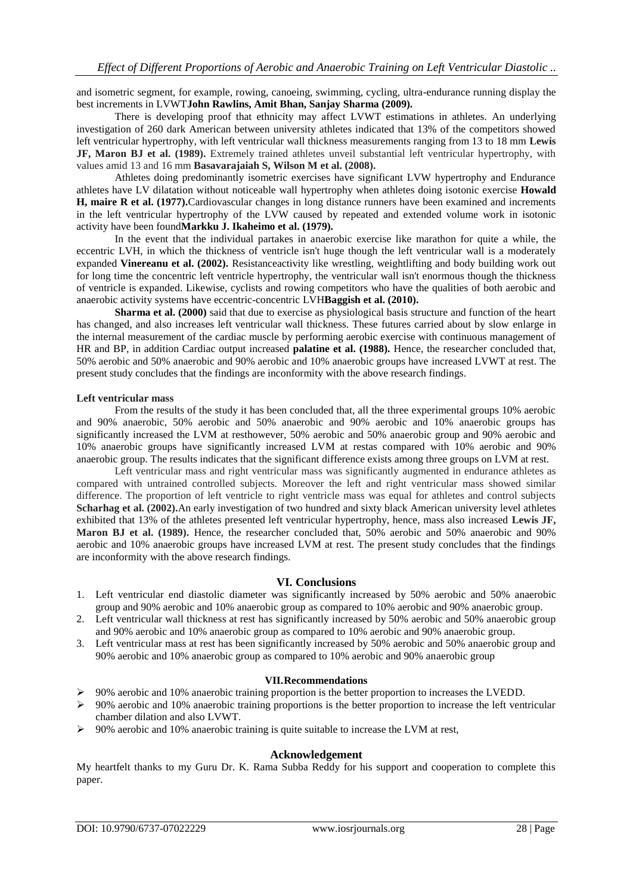and isometric segment, for example, rowing, canoeing, swimming, cycling, ultra-endurance running display the best increments in LVWT**John Rawlins, Amit Bhan, Sanjay Sharma (2009).**

There is developing proof that ethnicity may affect LVWT estimations in athletes. An underlying investigation of 260 dark American between university athletes indicated that 13% of the competitors showed left ventricular hypertrophy, with left ventricular wall thickness measurements ranging from 13 to 18 mm **Lewis JF, Maron BJ et al. (1989).** Extremely trained athletes unveil substantial left ventricular hypertrophy, with values amid 13 and 16 mm **Basavarajaiah S, Wilson M et al. (2008).**

Athletes doing predominantly isometric exercises have significant LVW hypertrophy and Endurance athletes have LV dilatation without noticeable wall hypertrophy when athletes doing isotonic exercise **Howald H, maire R et al. (1977).**Cardiovascular changes in long distance runners have been examined and increments in the left ventricular hypertrophy of the LVW caused by repeated and extended volume work in isotonic activity have been found**Markku J. Ikaheimo et al. (1979).**

In the event that the individual partakes in anaerobic exercise like marathon for quite a while, the eccentric LVH, in which the thickness of ventricle isn't huge though the left ventricular wall is a moderately expanded **Vinereanu et al. (2002).** Resistanceactivity like wrestling, weightlifting and body building work out for long time the concentric left ventricle hypertrophy, the ventricular wall isn't enormous though the thickness of ventricle is expanded. Likewise, cyclists and rowing competitors who have the qualities of both aerobic and anaerobic activity systems have eccentric-concentric LVH**Baggish et al. (2010).**

**Sharma et al. (2000)** said that due to exercise as physiological basis structure and function of the heart has changed, and also increases left ventricular wall thickness. These futures carried about by slow enlarge in the internal measurement of the cardiac muscle by performing aerobic exercise with continuous management of HR and BP, in addition Cardiac output increased **palatine et al. (1988).** Hence, the researcher concluded that, 50% aerobic and 50% anaerobic and 90% aerobic and 10% anaerobic groups have increased LVWT at rest. The present study concludes that the findings are inconformity with the above research findings.

**Left ventricular mass**

From the results of the study it has been concluded that, all the three experimental groups 10% aerobic and 90% anaerobic, 50% aerobic and 50% anaerobic and 90% aerobic and 10% anaerobic groups has significantly increased the LVM at resthowever, 50% aerobic and 50% anaerobic group and 90% aerobic and 10% anaerobic groups have significantly increased LVM at restas compared with 10% aerobic and 90% anaerobic group. The results indicates that the significant difference exists among three groups on LVM at rest.

Left ventricular mass and right ventricular mass was significantly augmented in endurance athletes as compared with untrained controlled subjects. Moreover the left and right ventricular mass showed similar difference. The proportion of left ventricle to right ventricle mass was equal for athletes and control subjects **Scharhag et al. (2002).**An early investigation of two hundred and sixty black American university level athletes exhibited that 13% of the athletes presented left ventricular hypertrophy, hence, mass also increased **Lewis JF, Maron BJ et al. (1989).** Hence, the researcher concluded that, 50% aerobic and 50% anaerobic and 90% aerobic and 10% anaerobic groups have increased LVM at rest. The present study concludes that the findings are inconformity with the above research findings.

## VI. Conclusions

1. Left ventricular end diastolic diameter was significantly increased by 50% aerobic and 50% anaerobic group and 90% aerobic and 10% anaerobic group as compared to 10% aerobic and 90% anaerobic group.
2. Left ventricular wall thickness at rest has significantly increased by 50% aerobic and 50% anaerobic group and 90% aerobic and 10% anaerobic group as compared to 10% aerobic and 90% anaerobic group.
3. Left ventricular mass at rest has been significantly increased by 50% aerobic and 50% anaerobic group and 90% aerobic and 10% anaerobic group as compared to 10% aerobic and 90% anaerobic group

## VII.Recommendations

- 90% aerobic and 10% anaerobic training proportion is the better proportion to increases the LVEDD.
- 90% aerobic and 10% anaerobic training proportions is the better proportion to increase the left ventricular chamber dilation and also LVWT.
- 90% aerobic and 10% anaerobic training is quite suitable to increase the LVM at rest,

## Acknowledgement

My heartfelt thanks to my Guru Dr. K. Rama Subba Reddy for his support and cooperation to complete this paper.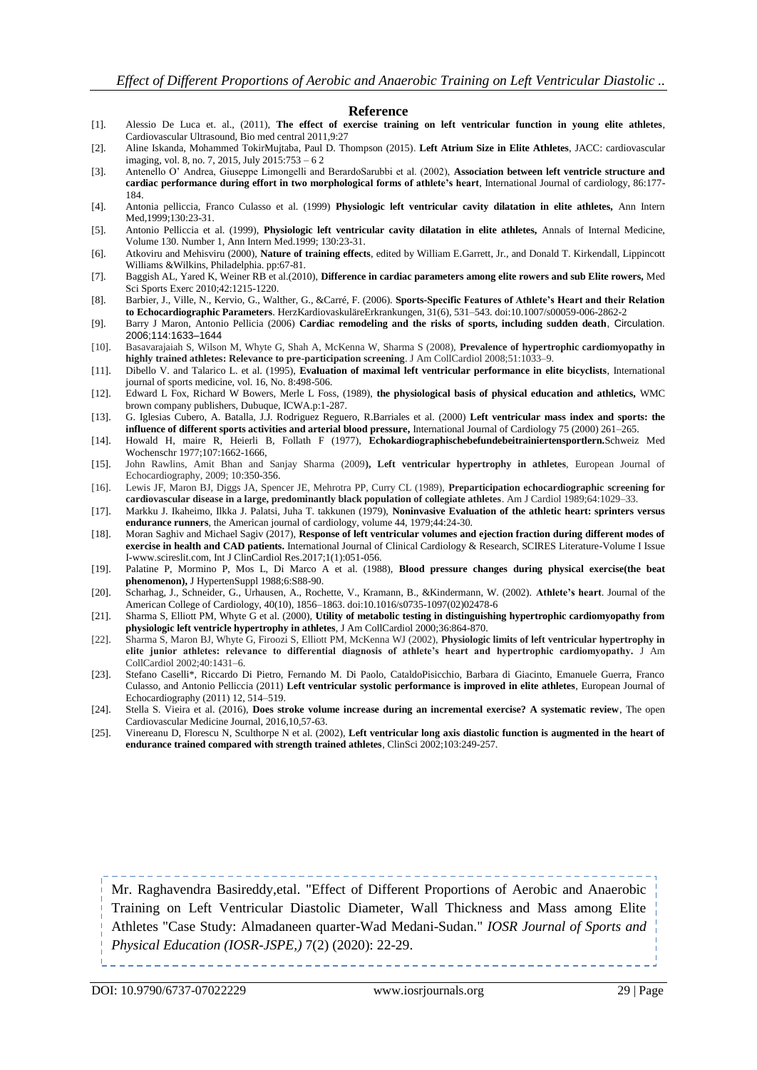## Reference

[1]. Alessio De Luca et. al., (2011), **The effect of exercise training on left ventricular function in young elite athletes**, Cardiovascular Ultrasound, Bio med central 2011,9:27

[2]. Aline Iskanda, Mohammed TokirMujtaba, Paul D. Thompson (2015). **Left Atrium Size in Elite Athletes**, JACC: cardiovascular imaging, vol. 8, no. 7, 2015, July 2015:753 – 6 2

[3]. Antenello O' Andrea, Giuseppe Limongelli and BerardoSarubbi et al. (2002), **Association between left ventricle structure and cardiac performance during effort in two morphological forms of athlete's heart**, International Journal of cardiology, 86:177-184.

[4]. Antonia pelliccia, Franco Culasso et al. (1999) **Physiologic left ventricular cavity dilatation in elite athletes,** Ann Intern Med,1999;130:23-31.

[5]. Antonio Pelliccia et al. (1999), **Physiologic left ventricular cavity dilatation in elite athletes,** Annals of Internal Medicine, Volume 130. Number 1, Ann Intern Med.1999; 130:23-31.

[6]. Atkoviru and Mehisviru (2000), **Nature of training effects**, edited by William E.Garrett, Jr., and Donald T. Kirkendall, Lippincott Williams &Wilkins, Philadelphia. pp:67-81.

[7]. Baggish AL, Yared K, Weiner RB et al.(2010), **Difference in cardiac parameters among elite rowers and sub Elite rowers,** Med Sci Sports Exerc 2010;42:1215-1220.

[8]. Barbier, J., Ville, N., Kervio, G., Walther, G., &Carré, F. (2006). **Sports-Specific Features of Athlete's Heart and their Relation to Echocardiographic Parameters**. HerzKardiovaskuläreErkrankungen, 31(6), 531–543. doi:10.1007/s00059-006-2862-2

[9]. Barry J Maron, Antonio Pellicia (2006) **Cardiac remodeling and the risks of sports, including sudden death**, Circulation. 2006;114:1633–1644

[10]. Basavarajaiah S, Wilson M, Whyte G, Shah A, McKenna W, Sharma S (2008), **Prevalence of hypertrophic cardiomyopathy in highly trained athletes: Relevance to pre-participation screening**. J Am CollCardiol 2008;51:1033–9.

[11]. Dibello V. and Talarico L. et al. (1995), **Evaluation of maximal left ventricular performance in elite bicyclists**, International journal of sports medicine, vol. 16, No. 8:498-506.

[12]. Edward L Fox, Richard W Bowers, Merle L Foss, (1989), **the physiological basis of physical education and athletics,** WMC brown company publishers, Dubuque, ICWA.p:1-287.

[13]. G. Iglesias Cubero, A. Batalla, J.J. Rodriguez Reguero, R.Barriales et al. (2000) **Left ventricular mass index and sports: the influence of different sports activities and arterial blood pressure,** International Journal of Cardiology 75 (2000) 261–265.

[14]. Howald H, maire R, Heierli B, Follath F (1977), **Echokardiographischebefundebeitrainiertensportlern.**Schweiz Med Wochenschr 1977;107:1662-1666,

[15]. John Rawlins, Amit Bhan and Sanjay Sharma (2009**), Left ventricular hypertrophy in athletes**, European Journal of Echocardiography, 2009; 10:350-356.

[16]. Lewis JF, Maron BJ, Diggs JA, Spencer JE, Mehrotra PP, Curry CL (1989), **Preparticipation echocardiographic screening for cardiovascular disease in a large, predominantly black population of collegiate athletes**. Am J Cardiol 1989;64:1029–33.

[17]. Markku J. Ikaheimo, Ilkka J. Palatsi, Juha T. takkunen (1979), **Noninvasive Evaluation of the athletic heart: sprinters versus endurance runners**, the American journal of cardiology, volume 44, 1979;44:24-30.

[18]. Moran Saghiv and Michael Sagiv (2017), **Response of left ventricular volumes and ejection fraction during different modes of exercise in health and CAD patients.** International Journal of Clinical Cardiology & Research, SCIRES Literature-Volume I Issue I-www.scireslit.com, Int J ClinCardiol Res.2017;1(1):051-056.

[19]. Palatine P, Mormino P, Mos L, Di Marco A et al. (1988), **Blood pressure changes during physical exercise(the beat phenomenon),** J HypertenSuppl 1988;6:S88-90.

[20]. Scharhag, J., Schneider, G., Urhausen, A., Rochette, V., Kramann, B., &Kindermann, W. (2002). **Athlete's heart**. Journal of the American College of Cardiology, 40(10), 1856–1863. doi:10.1016/s0735-1097(02)02478-6

[21]. Sharma S, Elliott PM, Whyte G et al. (2000), **Utility of metabolic testing in distinguishing hypertrophic cardiomyopathy from physiologic left ventricle hypertrophy in athletes**, J Am CollCardiol 2000;36:864-870.

[22]. Sharma S, Maron BJ, Whyte G, Firoozi S, Elliott PM, McKenna WJ (2002), **Physiologic limits of left ventricular hypertrophy in elite junior athletes: relevance to differential diagnosis of athlete's heart and hypertrophic cardiomyopathy.** J Am CollCardiol 2002;40:1431–6.

[23]. Stefano Caselli\*, Riccardo Di Pietro, Fernando M. Di Paolo, CataldoPisicchio, Barbara di Giacinto, Emanuele Guerra, Franco Culasso, and Antonio Pelliccia (2011) **Left ventricular systolic performance is improved in elite athletes**, European Journal of Echocardiography (2011) 12, 514–519.

[24]. Stella S. Vieira et al. (2016), **Does stroke volume increase during an incremental exercise? A systematic review**, The open Cardiovascular Medicine Journal, 2016,10,57-63.

[25]. Vinereanu D, Florescu N, Sculthorpe N et al. (2002), **Left ventricular long axis diastolic function is augmented in the heart of endurance trained compared with strength trained athletes**, ClinSci 2002;103:249-257.

Mr. Raghavendra Basireddy,etal. "Effect of Different Proportions of Aerobic and Anaerobic Training on Left Ventricular Diastolic Diameter, Wall Thickness and Mass among Elite Athletes "Case Study: Almadaneen quarter-Wad Medani-Sudan." *IOSR Journal of Sports and Physical Education (IOSR-JSPE,)* 7(2) (2020): 22-29.